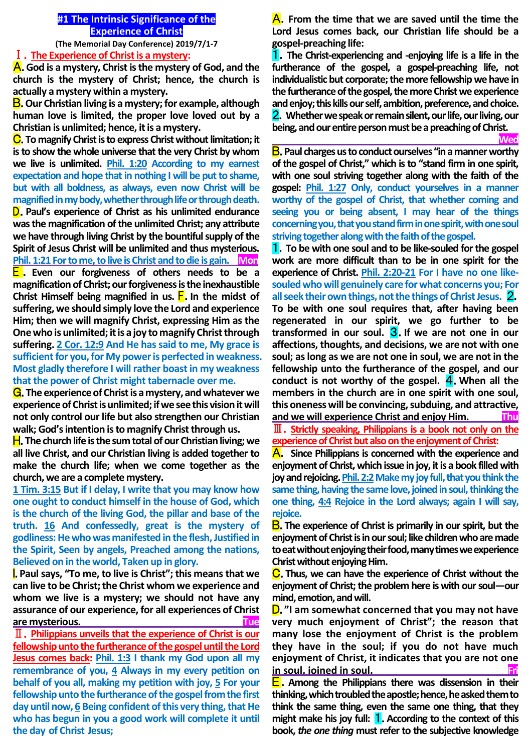# #1 The Intrinsic Significance of the Experience of Christ

**(The Memorial Day Conference) 2019/7/1-7**

## Ⅰ. The Experience of Christ is a mystery:

**A.** God is a mystery, Christ is the mystery of God, and the church is the mystery of Christ; hence, the church is actually a mystery within a mystery.

**B.** Our Christian living is a mystery; for example, although human love is limited, the proper love loved out by a Christian is unlimited; hence, it is a mystery.

**C.** To magnify Christ is to express Christ without limitation; it is to show the whole universe that the very Christ by whom we live is unlimited. Phil. 1:20 According to my earnest expectation and hope that in nothing I will be put to shame, but with all boldness, as always, even now Christ will be magnified in my body, whether through life or through death.

**D.** Paul's experience of Christ as his unlimited endurance was the magnification of the unlimited Christ; any attribute we have through living Christ by the bountiful supply of the Spirit of Jesus Christ will be unlimited and thus mysterious. Phil. 1:21 For to me, to live is Christ and to die is gain. **Mon**

**E.** Even our forgiveness of others needs to be a magnification of Christ; our forgiveness is the inexhaustible Christ Himself being magnified in us. **F.** In the midst of suffering, we should simply love the Lord and experience Him; then we will magnify Christ, expressing Him as the One who is unlimited; it is a joy to magnify Christ through suffering. 2 Cor. 12:9 And He has said to me, My grace is sufficient for you, for My power is perfected in weakness. Most gladly therefore I will rather boast in my weakness that the power of Christ might tabernacle over me.

**G.** The experience of Christ is a mystery, and whatever we experience of Christ is unlimited; if we see this vision it will not only control our life but also strengthen our Christian walk; God's intention is to magnify Christ through us.

**H.** The church life is the sum total of our Christian living; we all live Christ, and our Christian living is added together to make the church life; when we come together as the church, we are a complete mystery.

1 Tim. 3:15 But if I delay, I write that you may know how one ought to conduct himself in the house of God, which is the church of the living God, the pillar and base of the truth. 16 And confessedly, great is the mystery of godliness: He who was manifested in the flesh, Justified in the Spirit, Seen by angels, Preached among the nations, Believed on in the world, Taken up in glory.

**I.** Paul says, "To me, to live is Christ"; this means that we can live to be Christ; the Christ whom we experience and whom we live is a mystery; we should not have any assurance of our experience, for all experiences of Christ are mysterious. **Tue**

## Ⅱ. Philippians unveils that the experience of Christ is our fellowship unto the furtherance of the gospel until the Lord Jesus comes back:

Phil. 1:3 I thank my God upon all my remembrance of you, 4 Always in my every petition on behalf of you all, making my petition with joy, 5 For your fellowship unto the furtherance of the gospel from the first day until now, 6 Being confident of this very thing, that He who has begun in you a good work will complete it until the day of Christ Jesus;

**A.** From the time that we are saved until the time the Lord Jesus comes back, our Christian life should be a gospel-preaching life:

**1.** The Christ-experiencing and -enjoying life is a life in the furtherance of the gospel, a gospel-preaching life, not individualistic but corporate; the more fellowship we have in the furtherance of the gospel, the more Christ we experience and enjoy; this kills our self, ambition, preference, and choice.

**2.** Whether we speak or remain silent, our life, our living, our being, and our entire person must be a preaching of Christ. **Wed**

**B.** Paul charges us to conduct ourselves "in a manner worthy of the gospel of Christ," which is to "stand firm in one spirit, with one soul striving together along with the faith of the gospel: Phil. 1:27 Only, conduct yourselves in a manner worthy of the gospel of Christ, that whether coming and seeing you or being absent, I may hear of the things concerning you, that you stand firm in one spirit, with one soul striving together along with the faith of the gospel.

**1.** To be with one soul and to be like-souled for the gospel work are more difficult than to be in one spirit for the experience of Christ. Phil. 2:20-21 For I have no one like-souled who will genuinely care for what concerns you; For all seek their own things, not the things of Christ Jesus. **2.** To be with one soul requires that, after having been regenerated in our spirit, we go further to be transformed in our soul. **3.** If we are not one in our affections, thoughts, and decisions, we are not with one soul; as long as we are not one in soul, we are not in the fellowship unto the furtherance of the gospel, and our conduct is not worthy of the gospel. **4.** When all the members in the church are in one spirit with one soul, this oneness will be convincing, subduing, and attractive, and we will experience Christ and enjoy Him. **Thu**

## Ⅲ. Strictly speaking, Philippians is a book not only on the experience of Christ but also on the enjoyment of Christ:

**A.** Since Philippians is concerned with the experience and enjoyment of Christ, which issue in joy, it is a book filled with joy and rejoicing. Phil. 2:2 Make my joy full, that you think the same thing, having the same love, joined in soul, thinking the one thing, 4:4 Rejoice in the Lord always; again I will say, rejoice.

**B.** The experience of Christ is primarily in our spirit, but the enjoyment of Christ is in our soul; like children who are made to eat without enjoying their food, many times we experience Christ without enjoying Him.

**C.** Thus, we can have the experience of Christ without the enjoyment of Christ; the problem here is with our soul—our mind, emotion, and will.

**D.** "I am somewhat concerned that you may not have very much enjoyment of Christ"; the reason that many lose the enjoyment of Christ is the problem they have in the soul; if you do not have much enjoyment of Christ, it indicates that you are not one in soul, joined in soul. **Fri**

**E.** Among the Philippians there was dissension in their thinking, which troubled the apostle; hence, he asked them to think the same thing, even the same one thing, that they might make his joy full: **1.** According to the context of this book, *the one thing* must refer to the subjective knowledge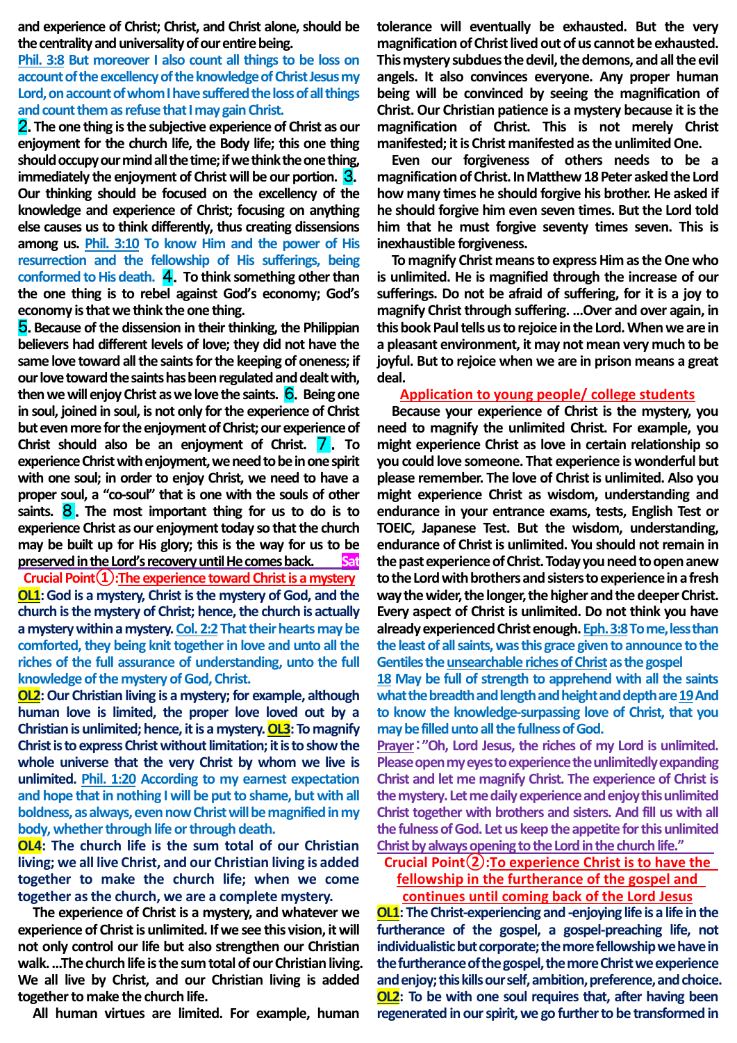and experience of Christ; Christ, and Christ alone, should be the centrality and universality of our entire being.

**Phil. 3:8** But moreover I also count all things to be loss on account of the excellency of the knowledge of Christ Jesus my Lord, on account of whom I have suffered the loss of all things and count them as refuse that I may gain Christ.

**2.** The one thing is the subjective experience of Christ as our enjoyment for the church life, the Body life; this one thing should occupy our mind all the time; if we think the one thing, immediately the enjoyment of Christ will be our portion. **3.** Our thinking should be focused on the excellency of the knowledge and experience of Christ; focusing on anything else causes us to think differently, thus creating dissensions among us. **Phil. 3:10** To know Him and the power of His resurrection and the fellowship of His sufferings, being conformed to His death. **4.** To think something other than the one thing is to rebel against God's economy; God's economy is that we think the one thing.

**5.** Because of the dissension in their thinking, the Philippian believers had different levels of love; they did not have the same love toward all the saints for the keeping of oneness; if our love toward the saints has been regulated and dealt with, then we will enjoy Christ as we love the saints. **6.** Being one in soul, joined in soul, is not only for the experience of Christ but even more for the enjoyment of Christ; our experience of Christ should also be an enjoyment of Christ. **7.** To experience Christ with enjoyment, we need to be in one spirit with one soul; in order to enjoy Christ, we need to have a proper soul, a "co-soul" that is one with the souls of other saints. **8.** The most important thing for us to do is to experience Christ as our enjoyment today so that the church may be built up for His glory; this is the way for us to be preserved in the Lord's recovery until He comes back. **Sat**

## Crucial Point①: The experience toward Christ is a mystery

**OL1**: God is a mystery, Christ is the mystery of God, and the church is the mystery of Christ; hence, the church is actually a mystery within a mystery. **Col. 2:2** That their hearts may be comforted, they being knit together in love and unto all the riches of the full assurance of understanding, unto the full knowledge of the mystery of God, Christ.

**OL2**: Our Christian living is a mystery; for example, although human love is limited, the proper love loved out by a Christian is unlimited; hence, it is a mystery. **OL3**: To magnify Christ is to express Christ without limitation; it is to show the whole universe that the very Christ by whom we live is unlimited. **Phil. 1:20** According to my earnest expectation and hope that in nothing I will be put to shame, but with all boldness, as always, even now Christ will be magnified in my body, whether through life or through death.

**OL4**: The church life is the sum total of our Christian living; we all live Christ, and our Christian living is added together to make the church life; when we come together as the church, we are a complete mystery.

The experience of Christ is a mystery, and whatever we experience of Christ is unlimited. If we see this vision, it will not only control our life but also strengthen our Christian walk. …The church life is the sum total of our Christian living. We all live by Christ, and our Christian living is added together to make the church life.

All human virtues are limited. For example, human tolerance will eventually be exhausted. But the very magnification of Christ lived out of us cannot be exhausted. This mystery subdues the devil, the demons, and all the evil angels. It also convinces everyone. Any proper human being will be convinced by seeing the magnification of Christ. Our Christian patience is a mystery because it is the magnification of Christ. This is not merely Christ manifested; it is Christ manifested as the unlimited One.

Even our forgiveness of others needs to be a magnification of Christ. In Matthew 18 Peter asked the Lord how many times he should forgive his brother. He asked if he should forgive him even seven times. But the Lord told him that he must forgive seventy times seven. This is inexhaustible forgiveness.

To magnify Christ means to express Him as the One who is unlimited. He is magnified through the increase of our sufferings. Do not be afraid of suffering, for it is a joy to magnify Christ through suffering. …Over and over again, in this book Paul tells us to rejoice in the Lord. When we are in a pleasant environment, it may not mean very much to be joyful. But to rejoice when we are in prison means a great deal.

### Application to young people/ college students

Because your experience of Christ is the mystery, you need to magnify the unlimited Christ. For example, you might experience Christ as love in certain relationship so you could love someone. That experience is wonderful but please remember. The love of Christ is unlimited. Also you might experience Christ as wisdom, understanding and endurance in your entrance exams, tests, English Test or TOEIC, Japanese Test. But the wisdom, understanding, endurance of Christ is unlimited. You should not remain in the past experience of Christ. Today you need to open anew to the Lord with brothers and sisters to experience in a fresh way the wider, the longer, the higher and the deeper Christ. Every aspect of Christ is unlimited. Do not think you have already experienced Christ enough. **Eph. 3:8** To me, less than the least of all saints, was this grace given to announce to the Gentiles the unsearchable riches of Christ as the gospel **18** May be full of strength to apprehend with all the saints what the breadth and length and height and depth are **19** And to know the knowledge-surpassing love of Christ, that you may be filled unto all the fullness of God.

**Prayer**: "Oh, Lord Jesus, the riches of my Lord is unlimited. Please open my eyes to experience the unlimitedly expanding Christ and let me magnify Christ. The experience of Christ is the mystery. Let me daily experience and enjoy this unlimited Christ together with brothers and sisters. And fill us with all the fulness of God. Let us keep the appetite for this unlimited Christ by always opening to the Lord in the church life."

## Crucial Point②: To experience Christ is to have the fellowship in the furtherance of the gospel and continues until coming back of the Lord Jesus

**OL1**: The Christ-experiencing and -enjoying life is a life in the furtherance of the gospel, a gospel-preaching life, not individualistic but corporate; the more fellowship we have in the furtherance of the gospel, the more Christ we experience and enjoy; this kills our self, ambition, preference, and choice.

**OL2**: To be with one soul requires that, after having been regenerated in our spirit, we go further to be transformed in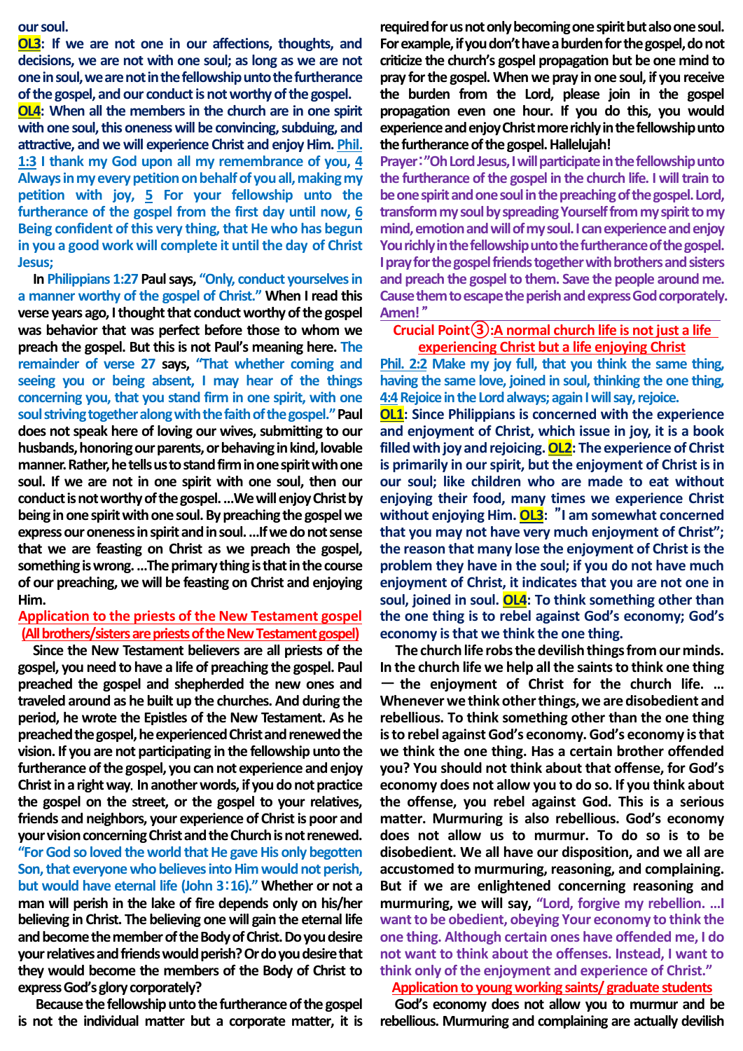our soul.

**OL3: If we are not one in our affections, thoughts, and decisions, we are not with one soul; as long as we are not one in soul, we are not in the fellowship unto the furtherance of the gospel, and our conduct is not worthy of the gospel.**

**OL4: When all the members in the church are in one spirit with one soul, this oneness will be convincing, subduing, and attractive, and we will experience Christ and enjoy Him. Phil. 1:3 I thank my God upon all my remembrance of you, 4 Always in my every petition on behalf of you all, making my petition with joy, 5 For your fellowship unto the furtherance of the gospel from the first day until now, 6 Being confident of this very thing, that He who has begun in you a good work will complete it until the day of Christ Jesus;**

In Philippians 1:27 Paul says, "Only, conduct yourselves in a manner worthy of the gospel of Christ." When I read this verse years ago, I thought that conduct worthy of the gospel was behavior that was perfect before those to whom we preach the gospel. But this is not Paul's meaning here. The remainder of verse 27 says, "That whether coming and seeing you or being absent, I may hear of the things concerning you, that you stand firm in one spirit, with one soul striving together along with the faith of the gospel." Paul does not speak here of loving our wives, submitting to our husbands, honoring our parents, or behaving in kind, lovable manner. Rather, he tells us to stand firm in one spirit with one soul. If we are not in one spirit with one soul, then our conduct is not worthy of the gospel. ...We will enjoy Christ by being in one spirit with one soul. By preaching the gospel we express our oneness in spirit and in soul. ...If we do not sense that we are feasting on Christ as we preach the gospel, something is wrong. ...The primary thing is that in the course of our preaching, we will be feasting on Christ and enjoying Him.

**Application to the priests of the New Testament gospel (All brothers/sisters are priests of the New Testament gospel)**

Since the New Testament believers are all priests of the gospel, you need to have a life of preaching the gospel. Paul preached the gospel and shepherded the new ones and traveled around as he built up the churches. And during the period, he wrote the Epistles of the New Testament. As he preached the gospel, he experienced Christ and renewed the vision. If you are not participating in the fellowship unto the furtherance of the gospel, you can not experience and enjoy Christ in a right way. In another words, if you do not practice the gospel on the street, or the gospel to your relatives, friends and neighbors, your experience of Christ is poor and your vision concerning Christ and the Church is not renewed. "For God so loved the world that He gave His only begotten Son, that everyone who believes into Him would not perish, but would have eternal life (John 3:16)." Whether or not a man will perish in the lake of fire depends only on his/her believing in Christ. The believing one will gain the eternal life and become the member of the Body of Christ. Do you desire your relatives and friends would perish? Or do you desire that they would become the members of the Body of Christ to express God's glory corporately?

Because the fellowship unto the furtherance of the gospel is not the individual matter but a corporate matter, it is required for us not only becoming one spirit but also one soul. For example, if you don't have a burden for the gospel, do not criticize the church's gospel propagation but be one mind to pray for the gospel. When we pray in one soul, if you receive the burden from the Lord, please join in the gospel propagation even one hour. If you do this, you would experience and enjoy Christ more richly in the fellowship unto the furtherance of the gospel. Hallelujah!

**Prayer: "Oh Lord Jesus, I will participate in the fellowship unto the furtherance of the gospel in the church life. I will train to be one spirit and one soul in the preaching of the gospel. Lord, transform my soul by spreading Yourself from my spirit to my mind, emotion and will of my soul. I can experience and enjoy You richly in the fellowship unto the furtherance of the gospel. I pray for the gospel friends together with brothers and sisters and preach the gospel to them. Save the people around me. Cause them to escape the perish and express God corporately. Amen!"**

## Crucial Point③: A normal church life is not just a life experiencing Christ but a life enjoying Christ

**Phil. 2:2 Make my joy full, that you think the same thing, having the same love, joined in soul, thinking the one thing, 4:4 Rejoice in the Lord always; again I will say, rejoice.**

**OL1: Since Philippians is concerned with the experience and enjoyment of Christ, which issue in joy, it is a book filled with joy and rejoicing. OL2: The experience of Christ is primarily in our spirit, but the enjoyment of Christ is in our soul; like children who are made to eat without enjoying their food, many times we experience Christ without enjoying Him. OL3: "I am somewhat concerned that you may not have very much enjoyment of Christ"; the reason that many lose the enjoyment of Christ is the problem they have in the soul; if you do not have much enjoyment of Christ, it indicates that you are not one in soul, joined in soul. OL4: To think something other than the one thing is to rebel against God's economy; God's economy is that we think the one thing.**

The church life robs the devilish things from our minds. In the church life we help all the saints to think one thing — the enjoyment of Christ for the church life. ... Whenever we think other things, we are disobedient and rebellious. To think something other than the one thing is to rebel against God's economy. God's economy is that we think the one thing. Has a certain brother offended you? You should not think about that offense, for God's economy does not allow you to do so. If you think about the offense, you rebel against God. This is a serious matter. Murmuring is also rebellious. God's economy does not allow us to murmur. To do so is to be disobedient. We all have our disposition, and we all are accustomed to murmuring, reasoning, and complaining. But if we are enlightened concerning reasoning and murmuring, we will say, "Lord, forgive my rebellion. ...I want to be obedient, obeying Your economy to think the one thing. Although certain ones have offended me, I do not want to think about the offenses. Instead, I want to think only of the enjoyment and experience of Christ."

**Application to young working saints/ graduate students**

God's economy does not allow you to murmur and be rebellious. Murmuring and complaining are actually devilish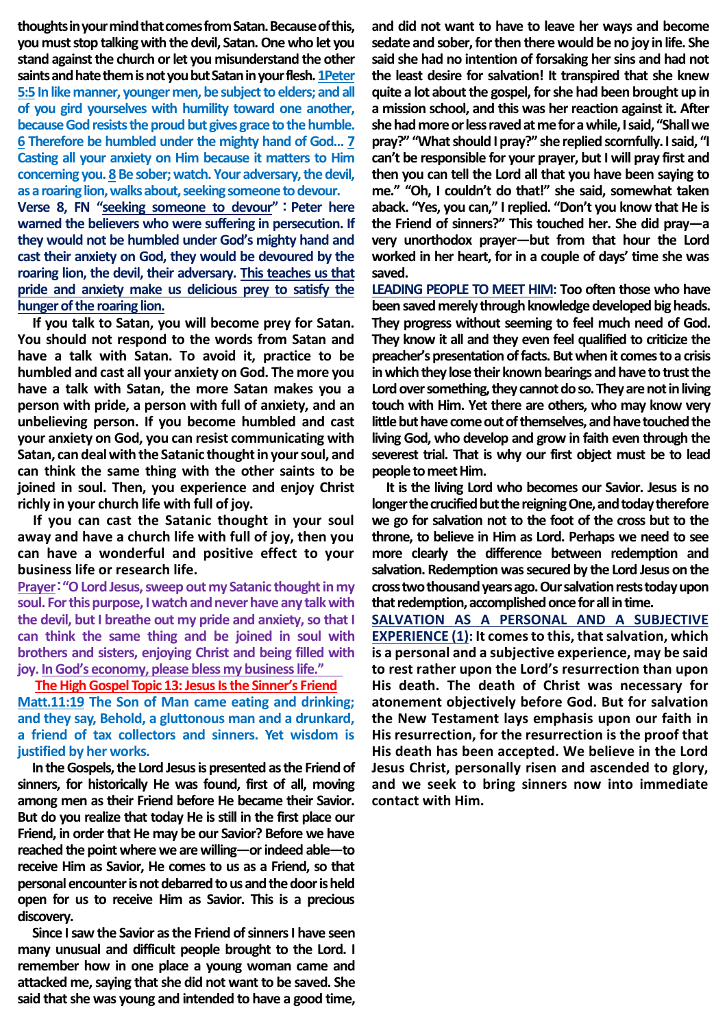**thoughts in your mind that comes from Satan. Because of this, you must stop talking with the devil, Satan. One who let you stand against the church or let you misunderstand the other saints and hate them is not you but Satan in your flesh.** **1Peter 5:5 In like manner, younger men, be subject to elders; and all of you gird yourselves with humility toward one another, because God resists the proud but gives grace to the humble. 6 Therefore be humbled under the mighty hand of God… 7 Casting all your anxiety on Him because it matters to Him concerning you. 8 Be sober; watch. Your adversary, the devil, as a roaring lion, walks about, seeking someone to devour.**

**Verse 8, FN "seeking someone to devour"：Peter here warned the believers who were suffering in persecution. If they would not be humbled under God's mighty hand and cast their anxiety on God, they would be devoured by the roaring lion, the devil, their adversary. This teaches us that pride and anxiety make us delicious prey to satisfy the hunger of the roaring lion.**

**If you talk to Satan, you will become prey for Satan. You should not respond to the words from Satan and have a talk with Satan. To avoid it, practice to be humbled and cast all your anxiety on God. The more you have a talk with Satan, the more Satan makes you a person with pride, a person with full of anxiety, and an unbelieving person. If you become humbled and cast your anxiety on God, you can resist communicating with Satan, can deal with the Satanic thought in your soul, and can think the same thing with the other saints to be joined in soul. Then, you experience and enjoy Christ richly in your church life with full of joy.**

**If you can cast the Satanic thought in your soul away and have a church life with full of joy, then you can have a wonderful and positive effect to your business life or research life.**

**Prayer："O Lord Jesus, sweep out my Satanic thought in my soul. For this purpose, I watch and never have any talk with the devil, but I breathe out my pride and anxiety, so that I can think the same thing and be joined in soul with brothers and sisters, enjoying Christ and being filled with joy. In God's economy, please bless my business life."**

## The High Gospel Topic 13: Jesus Is the Sinner's Friend

**Matt.11:19 The Son of Man came eating and drinking; and they say, Behold, a gluttonous man and a drunkard, a friend of tax collectors and sinners. Yet wisdom is justified by her works.**

**In the Gospels, the Lord Jesus is presented as the Friend of sinners, for historically He was found, first of all, moving among men as their Friend before He became their Savior. But do you realize that today He is still in the first place our Friend, in order that He may be our Savior? Before we have reached the point where we are willing—or indeed able—to receive Him as Savior, He comes to us as a Friend, so that personal encounter is not debarred to us and the door is held open for us to receive Him as Savior. This is a precious discovery.**

**Since I saw the Savior as the Friend of sinners I have seen many unusual and difficult people brought to the Lord. I remember how in one place a young woman came and attacked me, saying that she did not want to be saved. She said that she was young and intended to have a good time, and did not want to have to leave her ways and become sedate and sober, for then there would be no joy in life. She said she had no intention of forsaking her sins and had not the least desire for salvation! It transpired that she knew quite a lot about the gospel, for she had been brought up in a mission school, and this was her reaction against it. After she had more or less raved at me for a while, I said, "Shall we pray?" "What should I pray?" she replied scornfully. I said, "I can't be responsible for your prayer, but I will pray first and then you can tell the Lord all that you have been saying to me." "Oh, I couldn't do that!" she said, somewhat taken aback. "Yes, you can," I replied. "Don't you know that He is the Friend of sinners?" This touched her. She did pray—a very unorthodox prayer—but from that hour the Lord worked in her heart, for in a couple of days' time she was saved.**

**LEADING PEOPLE TO MEET HIM: Too often those who have been saved merely through knowledge developed big heads. They progress without seeming to feel much need of God. They know it all and they even feel qualified to criticize the preacher's presentation of facts. But when it comes to a crisis in which they lose their known bearings and have to trust the Lord over something, they cannot do so. They are not in living touch with Him. Yet there are others, who may know very little but have come out of themselves, and have touched the living God, who develop and grow in faith even through the severest trial. That is why our first object must be to lead people to meet Him.**

**It is the living Lord who becomes our Savior. Jesus is no longer the crucified but the reigning One, and today therefore we go for salvation not to the foot of the cross but to the throne, to believe in Him as Lord. Perhaps we need to see more clearly the difference between redemption and salvation. Redemption was secured by the Lord Jesus on the cross two thousand years ago. Our salvation rests today upon that redemption, accomplished once for all in time.**

**SALVATION AS A PERSONAL AND A SUBJECTIVE EXPERIENCE (1): It comes to this, that salvation, which is a personal and a subjective experience, may be said to rest rather upon the Lord's resurrection than upon His death. The death of Christ was necessary for atonement objectively before God. But for salvation the New Testament lays emphasis upon our faith in His resurrection, for the resurrection is the proof that His death has been accepted. We believe in the Lord Jesus Christ, personally risen and ascended to glory, and we seek to bring sinners now into immediate contact with Him.**